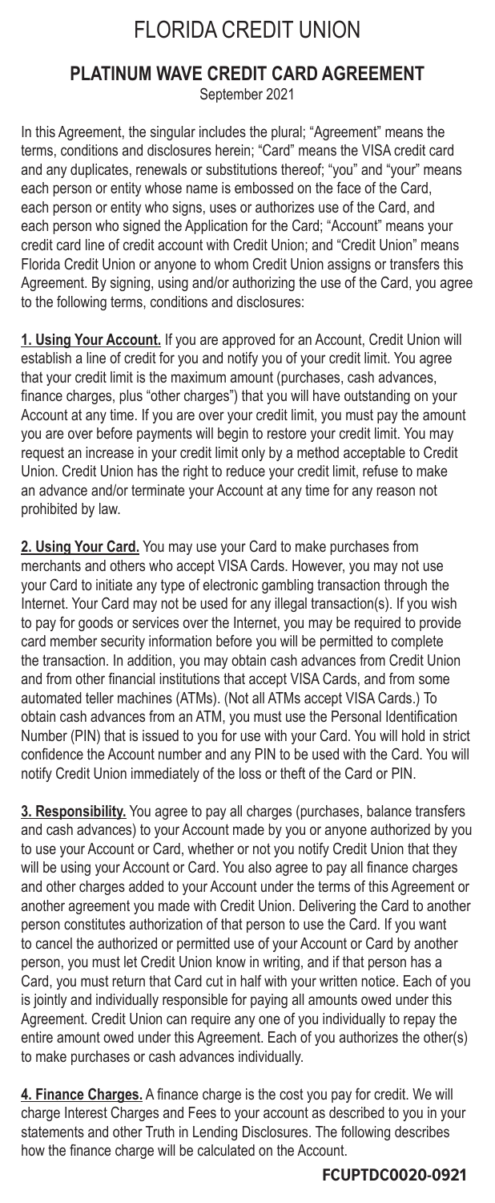# FLORIDA CREDIT UNION

## PLATINUM WAVE CREDIT CARD AGREEMENT

September 2021

In this Agreement, the singular includes the plural; "Agreement" means the terms, conditions and disclosures herein; "Card" means the VISA credit card and any duplicates, renewals or substitutions thereof; "you" and "your" means each person or entity whose name is embossed on the face of the Card, each person or entity who signs, uses or authorizes use of the Card, and each person who signed the Application for the Card; "Account" means your credit card line of credit account with Credit Union; and "Credit Union" means Florida Credit Union or anyone to whom Credit Union assigns or transfers this Agreement. By signing, using and/or authorizing the use of the Card, you agree to the following terms, conditions and disclosures:

**1. Using Your Account.** If you are approved for an Account, Credit Union will establish a line of credit for you and notify you of your credit limit. You agree that your credit limit is the maximum amount (purchases, cash advances, finance charges, plus "other charges") that you will have outstanding on your Account at any time. If you are over your credit limit, you must pay the amount you are over before payments will begin to restore your credit limit. You may request an increase in your credit limit only by a method acceptable to Credit Union. Credit Union has the right to reduce your credit limit, refuse to make an advance and/or terminate your Account at any time for any reason not prohibited by law.

**2. Using Your Card.** You may use your Card to make purchases from merchants and others who accept VISA Cards. However, you may not use your Card to initiate any type of electronic gambling transaction through the Internet. Your Card may not be used for any illegal transaction(s). If you wish to pay for goods or services over the Internet, you may be required to provide card member security information before you will be permitted to complete the transaction. In addition, you may obtain cash advances from Credit Union and from other financial institutions that accept VISA Cards, and from some automated teller machines (ATMs). (Not all ATMs accept VISA Cards.) To obtain cash advances from an ATM, you must use the Personal Identification Number (PIN) that is issued to you for use with your Card. You will hold in strict confidence the Account number and any PIN to be used with the Card. You will notify Credit Union immediately of the loss or theft of the Card or PIN.

**3. Responsibility.** You agree to pay all charges (purchases, balance transfers and cash advances) to your Account made by you or anyone authorized by you to use your Account or Card, whether or not you notify Credit Union that they will be using your Account or Card. You also agree to pay all finance charges and other charges added to your Account under the terms of this Agreement or another agreement you made with Credit Union. Delivering the Card to another person constitutes authorization of that person to use the Card. If you want to cancel the authorized or permitted use of your Account or Card by another person, you must let Credit Union know in writing, and if that person has a Card, you must return that Card cut in half with your written notice. Each of you is jointly and individually responsible for paying all amounts owed under this Agreement. Credit Union can require any one of you individually to repay the entire amount owed under this Agreement. Each of you authorizes the other(s) to make purchases or cash advances individually.

**4. Finance Charges.** A finance charge is the cost you pay for credit. We will charge Interest Charges and Fees to your account as described to you in your statements and other Truth in Lending Disclosures. The following describes how the finance charge will be calculated on the Account.

FCUPTDC0020-0921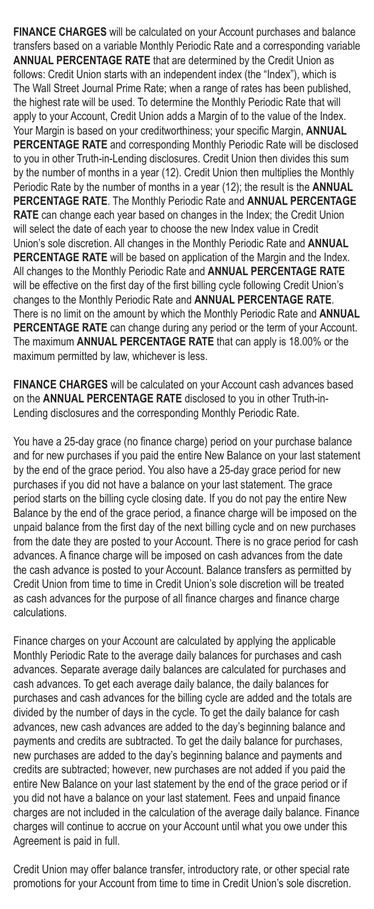**FINANCE CHARGES** will be calculated on your Account purchases and balance transfers based on a variable Monthly Periodic Rate and a corresponding variable **ANNUAL PERCENTAGE RATE** that are determined by the Credit Union as follows: Credit Union starts with an independent index (the "Index"), which is The Wall Street Journal Prime Rate; when a range of rates has been published, the highest rate will be used. To determine the Monthly Periodic Rate that will apply to your Account, Credit Union adds a Margin of to the value of the Index. Your Margin is based on your creditworthiness; your specific Margin, **ANNUAL PERCENTAGE RATE** and corresponding Monthly Periodic Rate will be disclosed to you in other Truth-in-Lending disclosures. Credit Union then divides this sum by the number of months in a year (12). Credit Union then multiplies the Monthly Periodic Rate by the number of months in a year (12); the result is the **ANNUAL PERCENTAGE RATE**. The Monthly Periodic Rate and **ANNUAL PERCENTAGE RATE** can change each year based on changes in the Index; the Credit Union will select the date of each year to choose the new Index value in Credit Union's sole discretion. All changes in the Monthly Periodic Rate and **ANNUAL PERCENTAGE RATE** will be based on application of the Margin and the Index. All changes to the Monthly Periodic Rate and **ANNUAL PERCENTAGE RATE** will be effective on the first day of the first billing cycle following Credit Union's changes to the Monthly Periodic Rate and **ANNUAL PERCENTAGE RATE**. There is no limit on the amount by which the Monthly Periodic Rate and **ANNUAL PERCENTAGE RATE** can change during any period or the term of your Account. The maximum **ANNUAL PERCENTAGE RATE** that can apply is 18.00% or the maximum permitted by law, whichever is less.

**FINANCE CHARGES** will be calculated on your Account cash advances based on the **ANNUAL PERCENTAGE RATE** disclosed to you in other Truth-in-Lending disclosures and the corresponding Monthly Periodic Rate.

You have a 25-day grace (no finance charge) period on your purchase balance and for new purchases if you paid the entire New Balance on your last statement by the end of the grace period. You also have a 25-day grace period for new purchases if you did not have a balance on your last statement. The grace period starts on the billing cycle closing date. If you do not pay the entire New Balance by the end of the grace period, a finance charge will be imposed on the unpaid balance from the first day of the next billing cycle and on new purchases from the date they are posted to your Account. There is no grace period for cash advances. A finance charge will be imposed on cash advances from the date the cash advance is posted to your Account. Balance transfers as permitted by Credit Union from time to time in Credit Union's sole discretion will be treated as cash advances for the purpose of all finance charges and finance charge calculations.

Finance charges on your Account are calculated by applying the applicable Monthly Periodic Rate to the average daily balances for purchases and cash advances. Separate average daily balances are calculated for purchases and cash advances. To get each average daily balance, the daily balances for purchases and cash advances for the billing cycle are added and the totals are divided by the number of days in the cycle. To get the daily balance for cash advances, new cash advances are added to the day's beginning balance and payments and credits are subtracted. To get the daily balance for purchases, new purchases are added to the day's beginning balance and payments and credits are subtracted; however, new purchases are not added if you paid the entire New Balance on your last statement by the end of the grace period or if you did not have a balance on your last statement. Fees and unpaid finance charges are not included in the calculation of the average daily balance. Finance charges will continue to accrue on your Account until what you owe under this Agreement is paid in full.

Credit Union may offer balance transfer, introductory rate, or other special rate promotions for your Account from time to time in Credit Union's sole discretion.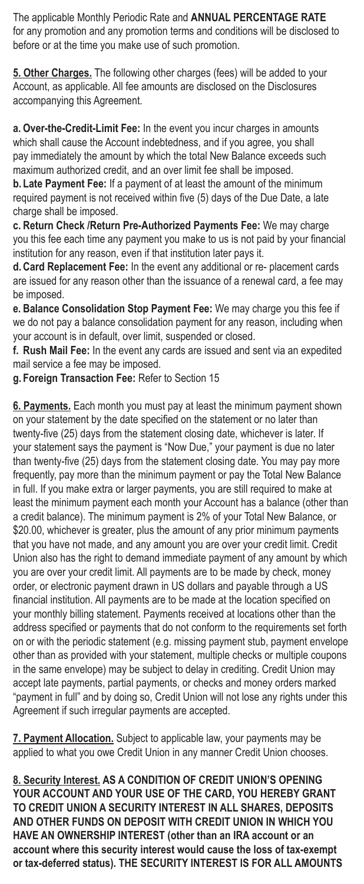The applicable Monthly Periodic Rate and **ANNUAL PERCENTAGE RATE** for any promotion and any promotion terms and conditions will be disclosed to before or at the time you make use of such promotion.

**5. Other Charges.** The following other charges (fees) will be added to your Account, as applicable. All fee amounts are disclosed on the Disclosures accompanying this Agreement.

**a. Over-the-Credit-Limit Fee:** In the event you incur charges in amounts which shall cause the Account indebtedness, and if you agree, you shall pay immediately the amount by which the total New Balance exceeds such maximum authorized credit, and an over limit fee shall be imposed.
**b. Late Payment Fee:** If a payment of at least the amount of the minimum required payment is not received within five (5) days of the Due Date, a late charge shall be imposed.
**c. Return Check /Return Pre-Authorized Payments Fee:** We may charge you this fee each time any payment you make to us is not paid by your financial institution for any reason, even if that institution later pays it.
**d. Card Replacement Fee:** In the event any additional or re- placement cards are issued for any reason other than the issuance of a renewal card, a fee may be imposed.
**e. Balance Consolidation Stop Payment Fee:** We may charge you this fee if we do not pay a balance consolidation payment for any reason, including when your account is in default, over limit, suspended or closed.
**f. Rush Mail Fee:** In the event any cards are issued and sent via an expedited mail service a fee may be imposed.
**g. Foreign Transaction Fee:** Refer to Section 15

**6. Payments.** Each month you must pay at least the minimum payment shown on your statement by the date specified on the statement or no later than twenty-five (25) days from the statement closing date, whichever is later. If your statement says the payment is "Now Due," your payment is due no later than twenty-five (25) days from the statement closing date. You may pay more frequently, pay more than the minimum payment or pay the Total New Balance in full. If you make extra or larger payments, you are still required to make at least the minimum payment each month your Account has a balance (other than a credit balance). The minimum payment is 2% of your Total New Balance, or $20.00, whichever is greater, plus the amount of any prior minimum payments that you have not made, and any amount you are over your credit limit. Credit Union also has the right to demand immediate payment of any amount by which you are over your credit limit. All payments are to be made by check, money order, or electronic payment drawn in US dollars and payable through a US financial institution. All payments are to be made at the location specified on your monthly billing statement. Payments received at locations other than the address specified or payments that do not conform to the requirements set forth on or with the periodic statement (e.g. missing payment stub, payment envelope other than as provided with your statement, multiple checks or multiple coupons in the same envelope) may be subject to delay in crediting. Credit Union may accept late payments, partial payments, or checks and money orders marked "payment in full" and by doing so, Credit Union will not lose any rights under this Agreement if such irregular payments are accepted.

**7. Payment Allocation.** Subject to applicable law, your payments may be applied to what you owe Credit Union in any manner Credit Union chooses.

**8. Security Interest. AS A CONDITION OF CREDIT UNION'S OPENING YOUR ACCOUNT AND YOUR USE OF THE CARD, YOU HEREBY GRANT TO CREDIT UNION A SECURITY INTEREST IN ALL SHARES, DEPOSITS AND OTHER FUNDS ON DEPOSIT WITH CREDIT UNION IN WHICH YOU HAVE AN OWNERSHIP INTEREST (other than an IRA account or an account where this security interest would cause the loss of tax-exempt or tax-deferred status). THE SECURITY INTEREST IS FOR ALL AMOUNTS**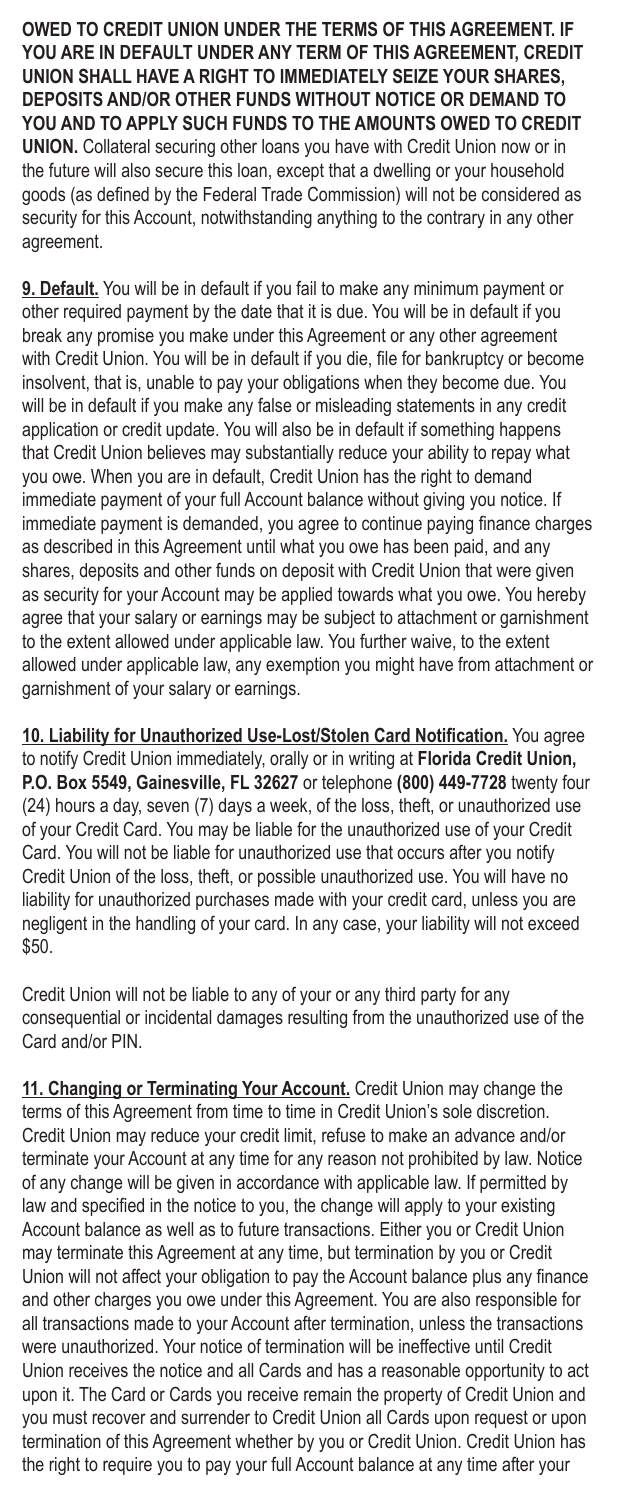**OWED TO CREDIT UNION UNDER THE TERMS OF THIS AGREEMENT. IF YOU ARE IN DEFAULT UNDER ANY TERM OF THIS AGREEMENT, CREDIT UNION SHALL HAVE A RIGHT TO IMMEDIATELY SEIZE YOUR SHARES, DEPOSITS AND/OR OTHER FUNDS WITHOUT NOTICE OR DEMAND TO YOU AND TO APPLY SUCH FUNDS TO THE AMOUNTS OWED TO CREDIT UNION.** Collateral securing other loans you have with Credit Union now or in the future will also secure this loan, except that a dwelling or your household goods (as defined by the Federal Trade Commission) will not be considered as security for this Account, notwithstanding anything to the contrary in any other agreement.

**9. Default.** You will be in default if you fail to make any minimum payment or other required payment by the date that it is due. You will be in default if you break any promise you make under this Agreement or any other agreement with Credit Union. You will be in default if you die, file for bankruptcy or become insolvent, that is, unable to pay your obligations when they become due. You will be in default if you make any false or misleading statements in any credit application or credit update. You will also be in default if something happens that Credit Union believes may substantially reduce your ability to repay what you owe. When you are in default, Credit Union has the right to demand immediate payment of your full Account balance without giving you notice. If immediate payment is demanded, you agree to continue paying finance charges as described in this Agreement until what you owe has been paid, and any shares, deposits and other funds on deposit with Credit Union that were given as security for your Account may be applied towards what you owe. You hereby agree that your salary or earnings may be subject to attachment or garnishment to the extent allowed under applicable law. You further waive, to the extent allowed under applicable law, any exemption you might have from attachment or garnishment of your salary or earnings.

**10. Liability for Unauthorized Use-Lost/Stolen Card Notification.** You agree to notify Credit Union immediately, orally or in writing at **Florida Credit Union, P.O. Box 5549, Gainesville, FL 32627** or telephone **(800) 449-7728** twenty four (24) hours a day, seven (7) days a week, of the loss, theft, or unauthorized use of your Credit Card. You may be liable for the unauthorized use of your Credit Card. You will not be liable for unauthorized use that occurs after you notify Credit Union of the loss, theft, or possible unauthorized use. You will have no liability for unauthorized purchases made with your credit card, unless you are negligent in the handling of your card. In any case, your liability will not exceed $50.

Credit Union will not be liable to any of your or any third party for any consequential or incidental damages resulting from the unauthorized use of the Card and/or PIN.

**11. Changing or Terminating Your Account.** Credit Union may change the terms of this Agreement from time to time in Credit Union's sole discretion. Credit Union may reduce your credit limit, refuse to make an advance and/or terminate your Account at any time for any reason not prohibited by law. Notice of any change will be given in accordance with applicable law. If permitted by law and specified in the notice to you, the change will apply to your existing Account balance as well as to future transactions. Either you or Credit Union may terminate this Agreement at any time, but termination by you or Credit Union will not affect your obligation to pay the Account balance plus any finance and other charges you owe under this Agreement. You are also responsible for all transactions made to your Account after termination, unless the transactions were unauthorized. Your notice of termination will be ineffective until Credit Union receives the notice and all Cards and has a reasonable opportunity to act upon it. The Card or Cards you receive remain the property of Credit Union and you must recover and surrender to Credit Union all Cards upon request or upon termination of this Agreement whether by you or Credit Union. Credit Union has the right to require you to pay your full Account balance at any time after your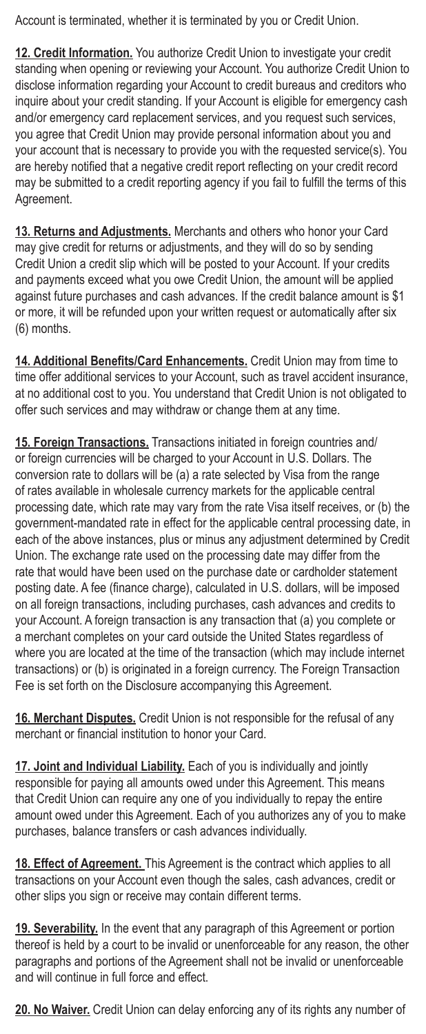Account is terminated, whether it is terminated by you or Credit Union.

**12. Credit Information.** You authorize Credit Union to investigate your credit standing when opening or reviewing your Account. You authorize Credit Union to disclose information regarding your Account to credit bureaus and creditors who inquire about your credit standing. If your Account is eligible for emergency cash and/or emergency card replacement services, and you request such services, you agree that Credit Union may provide personal information about you and your account that is necessary to provide you with the requested service(s). You are hereby notified that a negative credit report reflecting on your credit record may be submitted to a credit reporting agency if you fail to fulfill the terms of this Agreement.

**13. Returns and Adjustments.** Merchants and others who honor your Card may give credit for returns or adjustments, and they will do so by sending Credit Union a credit slip which will be posted to your Account. If your credits and payments exceed what you owe Credit Union, the amount will be applied against future purchases and cash advances. If the credit balance amount is $1 or more, it will be refunded upon your written request or automatically after six (6) months.

**14. Additional Benefits/Card Enhancements.** Credit Union may from time to time offer additional services to your Account, such as travel accident insurance, at no additional cost to you. You understand that Credit Union is not obligated to offer such services and may withdraw or change them at any time.

**15. Foreign Transactions.** Transactions initiated in foreign countries and/or foreign currencies will be charged to your Account in U.S. Dollars. The conversion rate to dollars will be (a) a rate selected by Visa from the range of rates available in wholesale currency markets for the applicable central processing date, which rate may vary from the rate Visa itself receives, or (b) the government-mandated rate in effect for the applicable central processing date, in each of the above instances, plus or minus any adjustment determined by Credit Union. The exchange rate used on the processing date may differ from the rate that would have been used on the purchase date or cardholder statement posting date. A fee (finance charge), calculated in U.S. dollars, will be imposed on all foreign transactions, including purchases, cash advances and credits to your Account. A foreign transaction is any transaction that (a) you complete or a merchant completes on your card outside the United States regardless of where you are located at the time of the transaction (which may include internet transactions) or (b) is originated in a foreign currency. The Foreign Transaction Fee is set forth on the Disclosure accompanying this Agreement.

**16. Merchant Disputes.** Credit Union is not responsible for the refusal of any merchant or financial institution to honor your Card.

**17. Joint and Individual Liability.** Each of you is individually and jointly responsible for paying all amounts owed under this Agreement. This means that Credit Union can require any one of you individually to repay the entire amount owed under this Agreement. Each of you authorizes any of you to make purchases, balance transfers or cash advances individually.

**18. Effect of Agreement.** This Agreement is the contract which applies to all transactions on your Account even though the sales, cash advances, credit or other slips you sign or receive may contain different terms.

**19. Severability.** In the event that any paragraph of this Agreement or portion thereof is held by a court to be invalid or unenforceable for any reason, the other paragraphs and portions of the Agreement shall not be invalid or unenforceable and will continue in full force and effect.

**20. No Waiver.** Credit Union can delay enforcing any of its rights any number of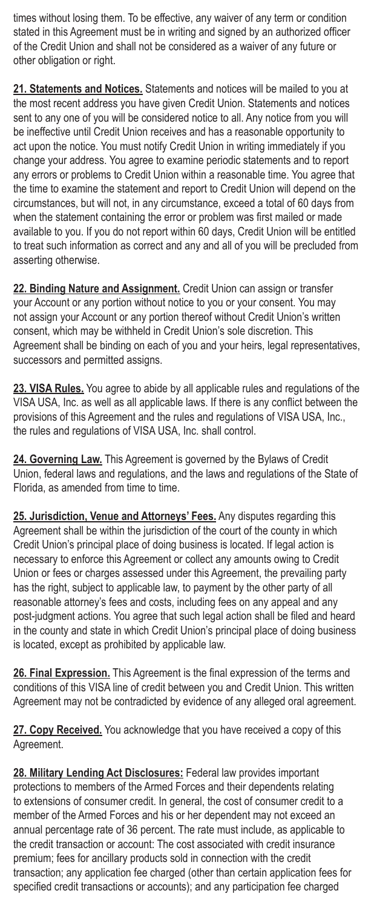times without losing them. To be effective, any waiver of any term or condition stated in this Agreement must be in writing and signed by an authorized officer of the Credit Union and shall not be considered as a waiver of any future or other obligation or right.

**21. Statements and Notices.** Statements and notices will be mailed to you at the most recent address you have given Credit Union. Statements and notices sent to any one of you will be considered notice to all. Any notice from you will be ineffective until Credit Union receives and has a reasonable opportunity to act upon the notice. You must notify Credit Union in writing immediately if you change your address. You agree to examine periodic statements and to report any errors or problems to Credit Union within a reasonable time. You agree that the time to examine the statement and report to Credit Union will depend on the circumstances, but will not, in any circumstance, exceed a total of 60 days from when the statement containing the error or problem was first mailed or made available to you. If you do not report within 60 days, Credit Union will be entitled to treat such information as correct and any and all of you will be precluded from asserting otherwise.

**22. Binding Nature and Assignment.** Credit Union can assign or transfer your Account or any portion without notice to you or your consent. You may not assign your Account or any portion thereof without Credit Union's written consent, which may be withheld in Credit Union's sole discretion. This Agreement shall be binding on each of you and your heirs, legal representatives, successors and permitted assigns.

**23. VISA Rules.** You agree to abide by all applicable rules and regulations of the VISA USA, Inc. as well as all applicable laws. If there is any conflict between the provisions of this Agreement and the rules and regulations of VISA USA, Inc., the rules and regulations of VISA USA, Inc. shall control.

**24. Governing Law.** This Agreement is governed by the Bylaws of Credit Union, federal laws and regulations, and the laws and regulations of the State of Florida, as amended from time to time.

**25. Jurisdiction, Venue and Attorneys' Fees.** Any disputes regarding this Agreement shall be within the jurisdiction of the court of the county in which Credit Union's principal place of doing business is located. If legal action is necessary to enforce this Agreement or collect any amounts owing to Credit Union or fees or charges assessed under this Agreement, the prevailing party has the right, subject to applicable law, to payment by the other party of all reasonable attorney's fees and costs, including fees on any appeal and any post-judgment actions. You agree that such legal action shall be filed and heard in the county and state in which Credit Union's principal place of doing business is located, except as prohibited by applicable law.

**26. Final Expression.** This Agreement is the final expression of the terms and conditions of this VISA line of credit between you and Credit Union. This written Agreement may not be contradicted by evidence of any alleged oral agreement.

**27. Copy Received.** You acknowledge that you have received a copy of this Agreement.

**28. Military Lending Act Disclosures:** Federal law provides important protections to members of the Armed Forces and their dependents relating to extensions of consumer credit. In general, the cost of consumer credit to a member of the Armed Forces and his or her dependent may not exceed an annual percentage rate of 36 percent. The rate must include, as applicable to the credit transaction or account: The cost associated with credit insurance premium; fees for ancillary products sold in connection with the credit transaction; any application fee charged (other than certain application fees for specified credit transactions or accounts); and any participation fee charged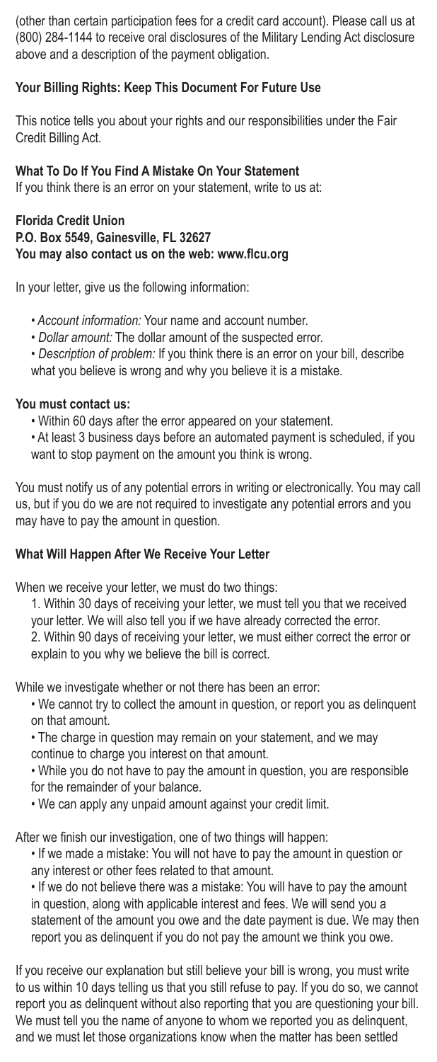(other than certain participation fees for a credit card account). Please call us at (800) 284-1144 to receive oral disclosures of the Military Lending Act disclosure above and a description of the payment obligation.

## Your Billing Rights: Keep This Document For Future Use

This notice tells you about your rights and our responsibilities under the Fair Credit Billing Act.

### What To Do If You Find A Mistake On Your Statement

If you think there is an error on your statement, write to us at:

**Florida Credit Union**
**P.O. Box 5549, Gainesville, FL 32627**
**You may also contact us on the web: www.flcu.org**

In your letter, give us the following information:

- *Account information:* Your name and account number.
- *Dollar amount:* The dollar amount of the suspected error.
- *Description of problem:* If you think there is an error on your bill, describe what you believe is wrong and why you believe it is a mistake.

**You must contact us:**

- Within 60 days after the error appeared on your statement.
- At least 3 business days before an automated payment is scheduled, if you want to stop payment on the amount you think is wrong.

You must notify us of any potential errors in writing or electronically. You may call us, but if you do we are not required to investigate any potential errors and you may have to pay the amount in question.

### What Will Happen After We Receive Your Letter

When we receive your letter, we must do two things:

1. Within 30 days of receiving your letter, we must tell you that we received your letter. We will also tell you if we have already corrected the error.
2. Within 90 days of receiving your letter, we must either correct the error or explain to you why we believe the bill is correct.

While we investigate whether or not there has been an error:

- We cannot try to collect the amount in question, or report you as delinquent on that amount.
- The charge in question may remain on your statement, and we may continue to charge you interest on that amount.
- While you do not have to pay the amount in question, you are responsible for the remainder of your balance.
- We can apply any unpaid amount against your credit limit.

After we finish our investigation, one of two things will happen:

- If we made a mistake: You will not have to pay the amount in question or any interest or other fees related to that amount.
- If we do not believe there was a mistake: You will have to pay the amount in question, along with applicable interest and fees. We will send you a statement of the amount you owe and the date payment is due. We may then report you as delinquent if you do not pay the amount we think you owe.

If you receive our explanation but still believe your bill is wrong, you must write to us within 10 days telling us that you still refuse to pay. If you do so, we cannot report you as delinquent without also reporting that you are questioning your bill. We must tell you the name of anyone to whom we reported you as delinquent, and we must let those organizations know when the matter has been settled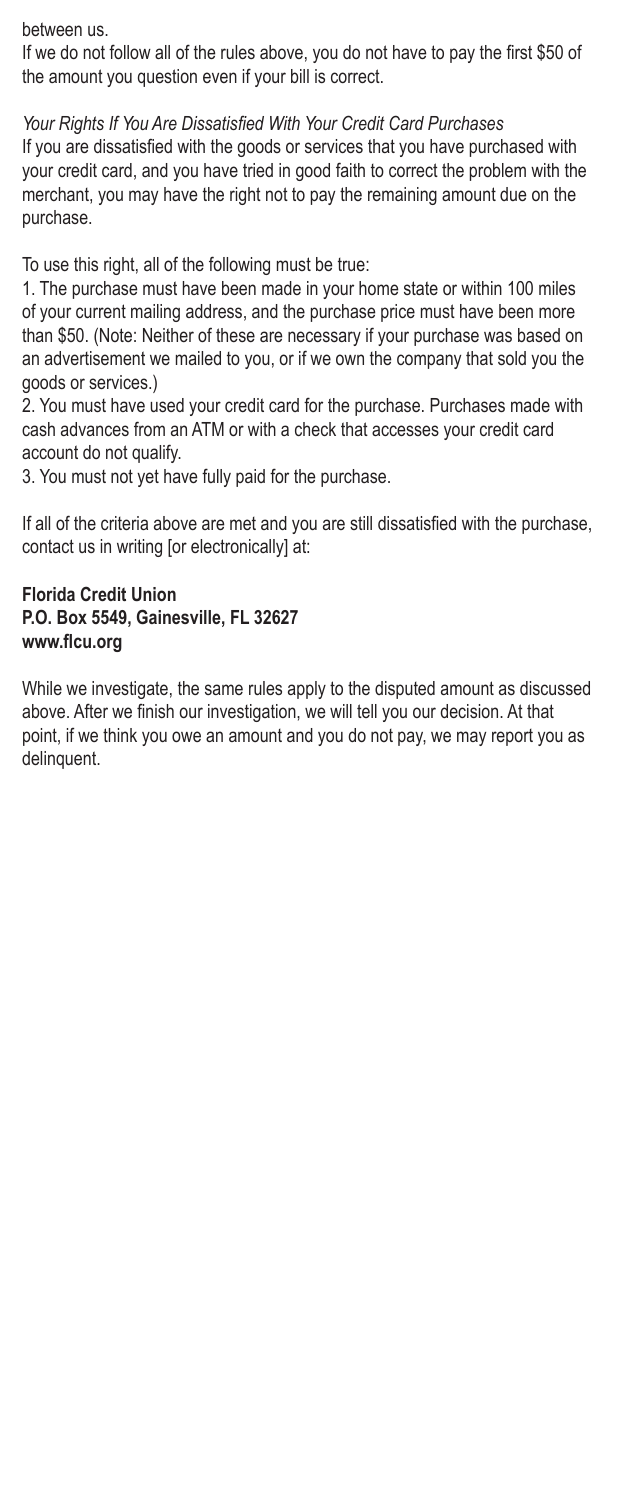between us.

If we do not follow all of the rules above, you do not have to pay the first $50 of the amount you question even if your bill is correct.

*Your Rights If You Are Dissatisfied With Your Credit Card Purchases*

If you are dissatisfied with the goods or services that you have purchased with your credit card, and you have tried in good faith to correct the problem with the merchant, you may have the right not to pay the remaining amount due on the purchase.

To use this right, all of the following must be true:

1. The purchase must have been made in your home state or within 100 miles of your current mailing address, and the purchase price must have been more than $50. (Note: Neither of these are necessary if your purchase was based on an advertisement we mailed to you, or if we own the company that sold you the goods or services.)
2. You must have used your credit card for the purchase. Purchases made with cash advances from an ATM or with a check that accesses your credit card account do not qualify.
3. You must not yet have fully paid for the purchase.

If all of the criteria above are met and you are still dissatisfied with the purchase, contact us in writing [or electronically] at:

**Florida Credit Union**
**P.O. Box 5549, Gainesville, FL 32627**
**www.flcu.org**

While we investigate, the same rules apply to the disputed amount as discussed above. After we finish our investigation, we will tell you our decision. At that point, if we think you owe an amount and you do not pay, we may report you as delinquent.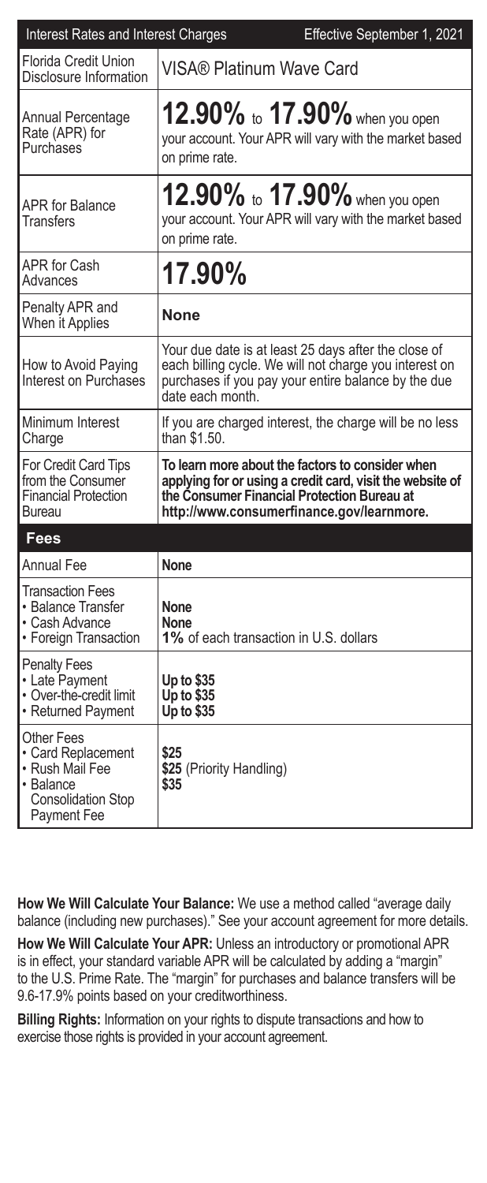| Interest Rates and Interest Charges | Effective September 1, 2021 |
| --- | --- |
| Florida Credit Union Disclosure Information | VISA® Platinum Wave Card |
| Annual Percentage Rate (APR) for Purchases | **12.90%** to **17.90%** when you open your account. Your APR will vary with the market based on prime rate. |
| APR for Balance Transfers | **12.90%** to **17.90%** when you open your account. Your APR will vary with the market based on prime rate. |
| APR for Cash Advances | **17.90%** |
| Penalty APR and When it Applies | **None** |
| How to Avoid Paying Interest on Purchases | Your due date is at least 25 days after the close of each billing cycle. We will not charge you interest on purchases if you pay your entire balance by the due date each month. |
| Minimum Interest Charge | If you are charged interest, the charge will be no less than $1.50. |
| For Credit Card Tips from the Consumer Financial Protection Bureau | **To learn more about the factors to consider when applying for or using a credit card, visit the website of the Consumer Financial Protection Bureau at http://www.consumerfinance.gov/learnmore.** |
| **Fees** | |
| Annual Fee | **None** |
| Transaction Fees<br>• Balance Transfer<br>• Cash Advance<br>• Foreign Transaction | <br>**None**<br>**None**<br>**1%** of each transaction in U.S. dollars |
| Penalty Fees<br>• Late Payment<br>• Over-the-credit limit<br>• Returned Payment | <br>**Up to $35**<br>**Up to $35**<br>**Up to $35** |
| Other Fees<br>• Card Replacement<br>• Rush Mail Fee<br>• Balance Consolidation Stop Payment Fee | <br>**$25**<br>**$25** (Priority Handling)<br>**$35** |

**How We Will Calculate Your Balance:** We use a method called "average daily balance (including new purchases)." See your account agreement for more details.

**How We Will Calculate Your APR:** Unless an introductory or promotional APR is in effect, your standard variable APR will be calculated by adding a "margin" to the U.S. Prime Rate. The "margin" for purchases and balance transfers will be 9.6-17.9% points based on your creditworthiness.

**Billing Rights:** Information on your rights to dispute transactions and how to exercise those rights is provided in your account agreement.